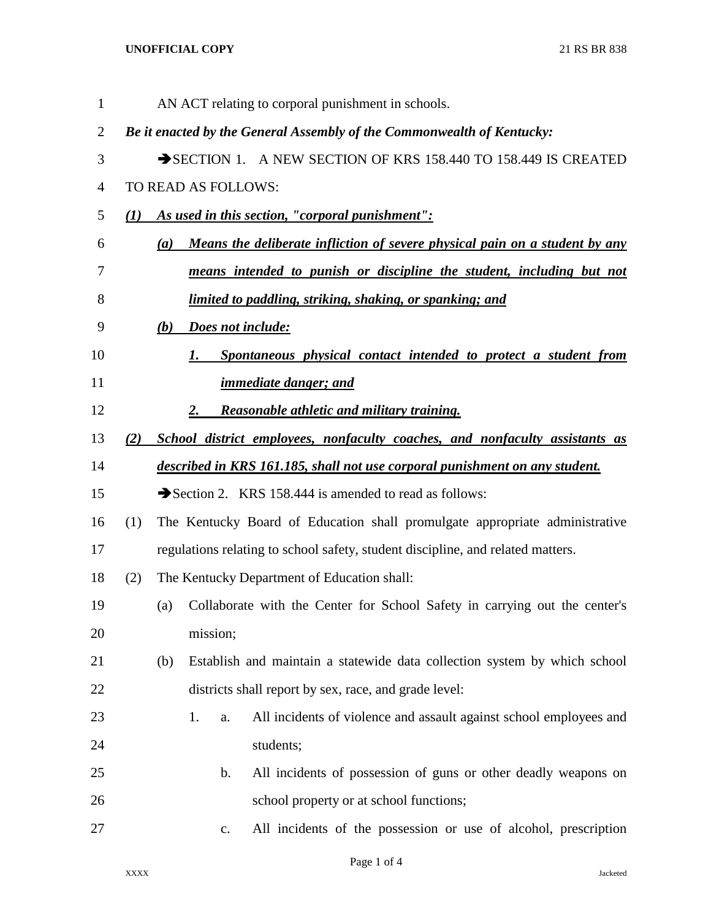AN ACT relating to corporal punishment in schools.

***Be it enacted by the General Assembly of the Commonwealth of Kentucky:***

➔SECTION 1. A NEW SECTION OF KRS 158.440 TO 158.449 IS CREATED TO READ AS FOLLOWS:

***(1) As used in this section, "corporal punishment":***

***(a) Means the deliberate infliction of severe physical pain on a student by any means intended to punish or discipline the student, including but not limited to paddling, striking, shaking, or spanking; and***

***(b) Does not include:***

***1. Spontaneous physical contact intended to protect a student from immediate danger; and***

***2. Reasonable athletic and military training.***

***(2) School district employees, nonfaculty coaches, and nonfaculty assistants as described in KRS 161.185, shall not use corporal punishment on any student.***

➔Section 2. KRS 158.444 is amended to read as follows:

(1) The Kentucky Board of Education shall promulgate appropriate administrative regulations relating to school safety, student discipline, and related matters.

(2) The Kentucky Department of Education shall:

(a) Collaborate with the Center for School Safety in carrying out the center's mission;

(b) Establish and maintain a statewide data collection system by which school districts shall report by sex, race, and grade level:

1. a. All incidents of violence and assault against school employees and students;

b. All incidents of possession of guns or other deadly weapons on school property or at school functions;

c. All incidents of the possession or use of alcohol, prescription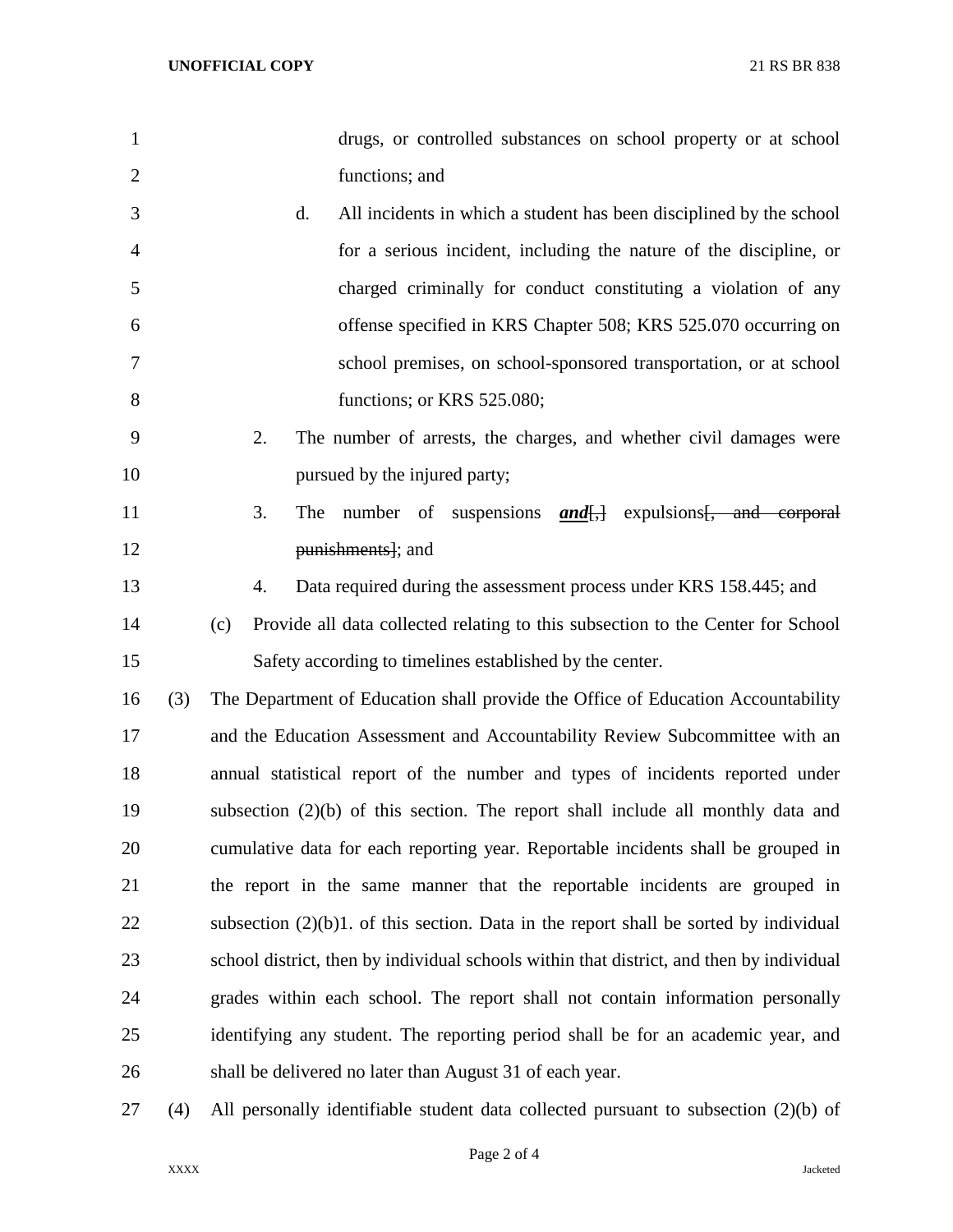drugs, or controlled substances on school property or at school functions; and

d. All incidents in which a student has been disciplined by the school for a serious incident, including the nature of the discipline, or charged criminally for conduct constituting a violation of any offense specified in KRS Chapter 508; KRS 525.070 occurring on school premises, on school-sponsored transportation, or at school functions; or KRS 525.080;

2. The number of arrests, the charges, and whether civil damages were pursued by the injured party;

3. The number of suspensions ***and***[,] expulsions~~[, and corporal punishments]~~; and

4. Data required during the assessment process under KRS 158.445; and

(c) Provide all data collected relating to this subsection to the Center for School Safety according to timelines established by the center.

(3) The Department of Education shall provide the Office of Education Accountability and the Education Assessment and Accountability Review Subcommittee with an annual statistical report of the number and types of incidents reported under subsection (2)(b) of this section. The report shall include all monthly data and cumulative data for each reporting year. Reportable incidents shall be grouped in the report in the same manner that the reportable incidents are grouped in subsection (2)(b)1. of this section. Data in the report shall be sorted by individual school district, then by individual schools within that district, and then by individual grades within each school. The report shall not contain information personally identifying any student. The reporting period shall be for an academic year, and shall be delivered no later than August 31 of each year.

(4) All personally identifiable student data collected pursuant to subsection (2)(b) of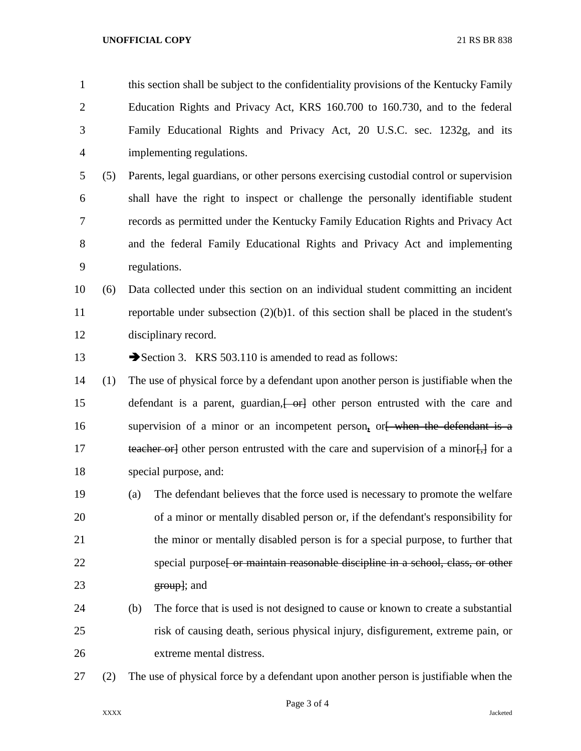this section shall be subject to the confidentiality provisions of the Kentucky Family Education Rights and Privacy Act, KRS 160.700 to 160.730, and to the federal Family Educational Rights and Privacy Act, 20 U.S.C. sec. 1232g, and its implementing regulations.

(5) Parents, legal guardians, or other persons exercising custodial control or supervision shall have the right to inspect or challenge the personally identifiable student records as permitted under the Kentucky Family Education Rights and Privacy Act and the federal Family Educational Rights and Privacy Act and implementing regulations.

(6) Data collected under this section on an individual student committing an incident reportable under subsection (2)(b)1. of this section shall be placed in the student's disciplinary record.

➔Section 3. KRS 503.110 is amended to read as follows:

(1) The use of physical force by a defendant upon another person is justifiable when the defendant is a parent, guardian,~~[ or]~~ other person entrusted with the care and supervision of a minor or an incompetent person**,** or~~[ when the defendant is a teacher or]~~ other person entrusted with the care and supervision of a minor~~[,]~~ for a special purpose, and:

(a) The defendant believes that the force used is necessary to promote the welfare of a minor or mentally disabled person or, if the defendant's responsibility for the minor or mentally disabled person is for a special purpose, to further that special purpose~~[ or maintain reasonable discipline in a school, class, or other group]~~; and

(b) The force that is used is not designed to cause or known to create a substantial risk of causing death, serious physical injury, disfigurement, extreme pain, or extreme mental distress.

(2) The use of physical force by a defendant upon another person is justifiable when the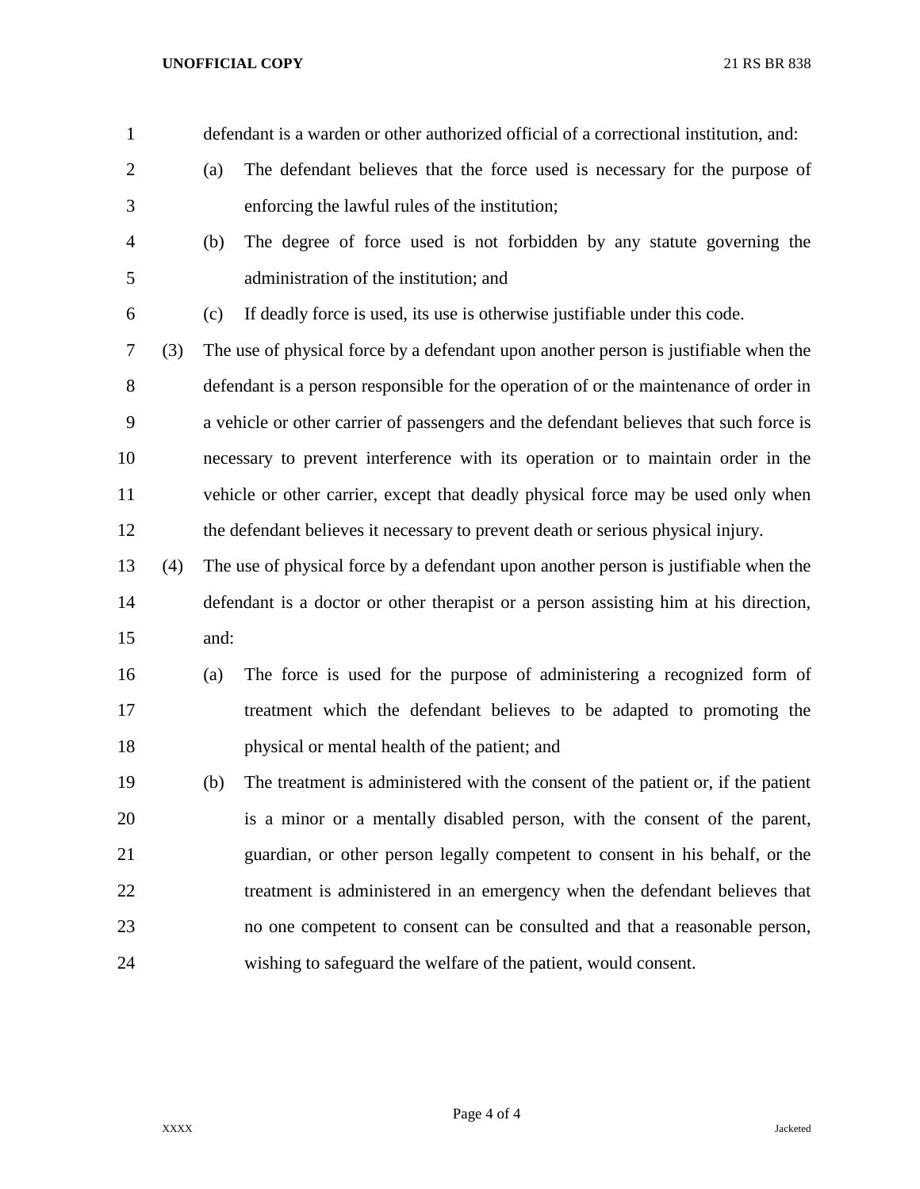defendant is a warden or other authorized official of a correctional institution, and:

(a) The defendant believes that the force used is necessary for the purpose of enforcing the lawful rules of the institution;

(b) The degree of force used is not forbidden by any statute governing the administration of the institution; and

(c) If deadly force is used, its use is otherwise justifiable under this code.

(3) The use of physical force by a defendant upon another person is justifiable when the defendant is a person responsible for the operation of or the maintenance of order in a vehicle or other carrier of passengers and the defendant believes that such force is necessary to prevent interference with its operation or to maintain order in the vehicle or other carrier, except that deadly physical force may be used only when the defendant believes it necessary to prevent death or serious physical injury.

(4) The use of physical force by a defendant upon another person is justifiable when the defendant is a doctor or other therapist or a person assisting him at his direction, and:

(a) The force is used for the purpose of administering a recognized form of treatment which the defendant believes to be adapted to promoting the physical or mental health of the patient; and

(b) The treatment is administered with the consent of the patient or, if the patient is a minor or a mentally disabled person, with the consent of the parent, guardian, or other person legally competent to consent in his behalf, or the treatment is administered in an emergency when the defendant believes that no one competent to consent can be consulted and that a reasonable person, wishing to safeguard the welfare of the patient, would consent.